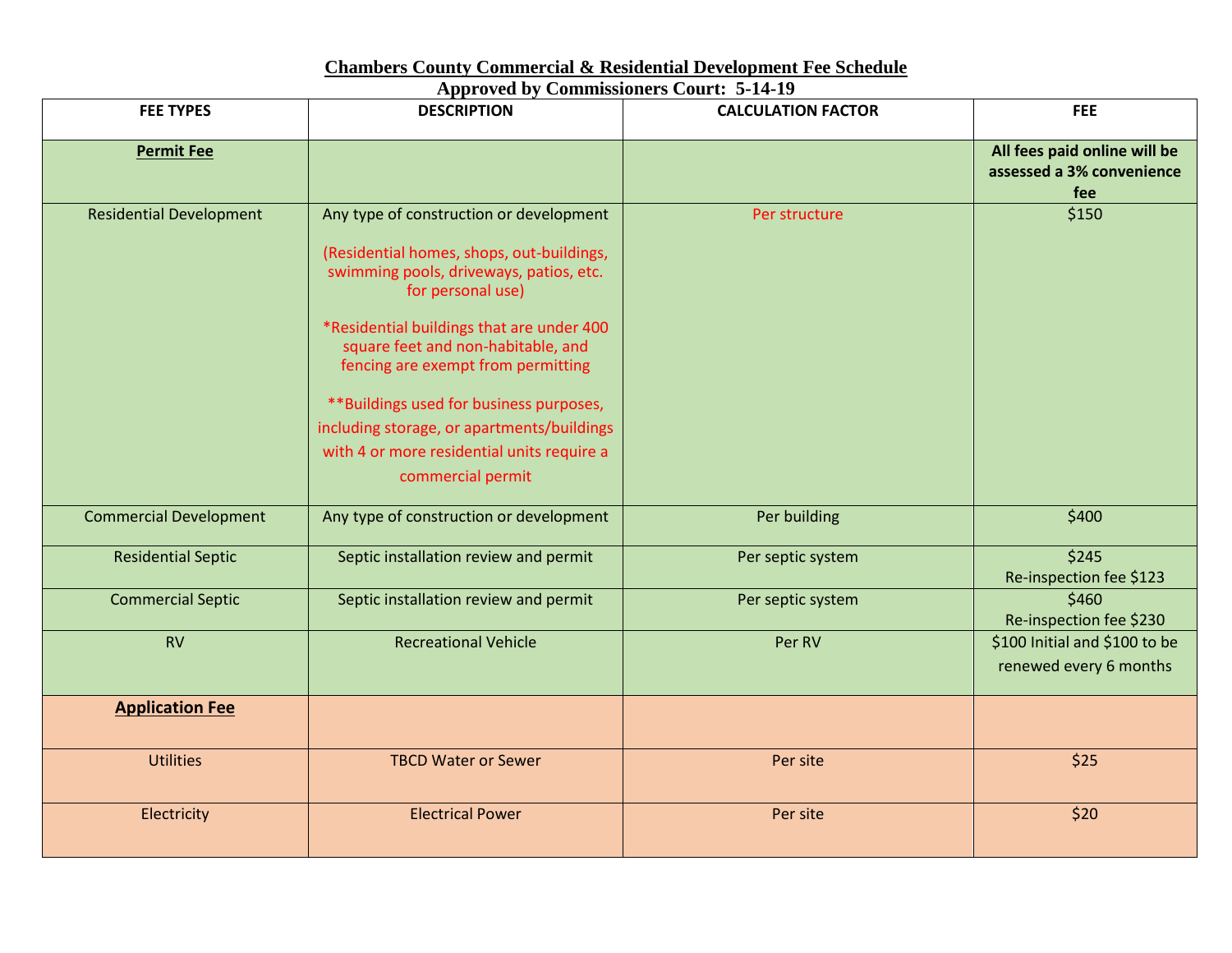# Chambers County Commercial & Residential Development Fee Schedule

## Approved by Commissioners Court: 5-14-19

| FEE TYPES | DESCRIPTION | CALCULATION FACTOR | FEE |
|---|---|---|---|
| **Permit Fee** | | | **All fees paid online will be assessed a 3% convenience fee** |
| Residential Development | Any type of construction or development<br><br>(Residential homes, shops, out-buildings, swimming pools, driveways, patios, etc. for personal use)<br><br>*Residential buildings that are under 400 square feet and non-habitable, and fencing are exempt from permitting<br><br>**Buildings used for business purposes, including storage, or apartments/buildings with 4 or more residential units require a commercial permit | Per structure | $150 |
| Commercial Development | Any type of construction or development | Per building | $400 |
| Residential Septic | Septic installation review and permit | Per septic system | $245<br>Re-inspection fee $123 |
| Commercial Septic | Septic installation review and permit | Per septic system | $460<br>Re-inspection fee $230 |
| RV | Recreational Vehicle | Per RV | $100 Initial and $100 to be renewed every 6 months |
| **Application Fee** | | | |
| Utilities | TBCD Water or Sewer | Per site | $25 |
| Electricity | Electrical Power | Per site | $20 |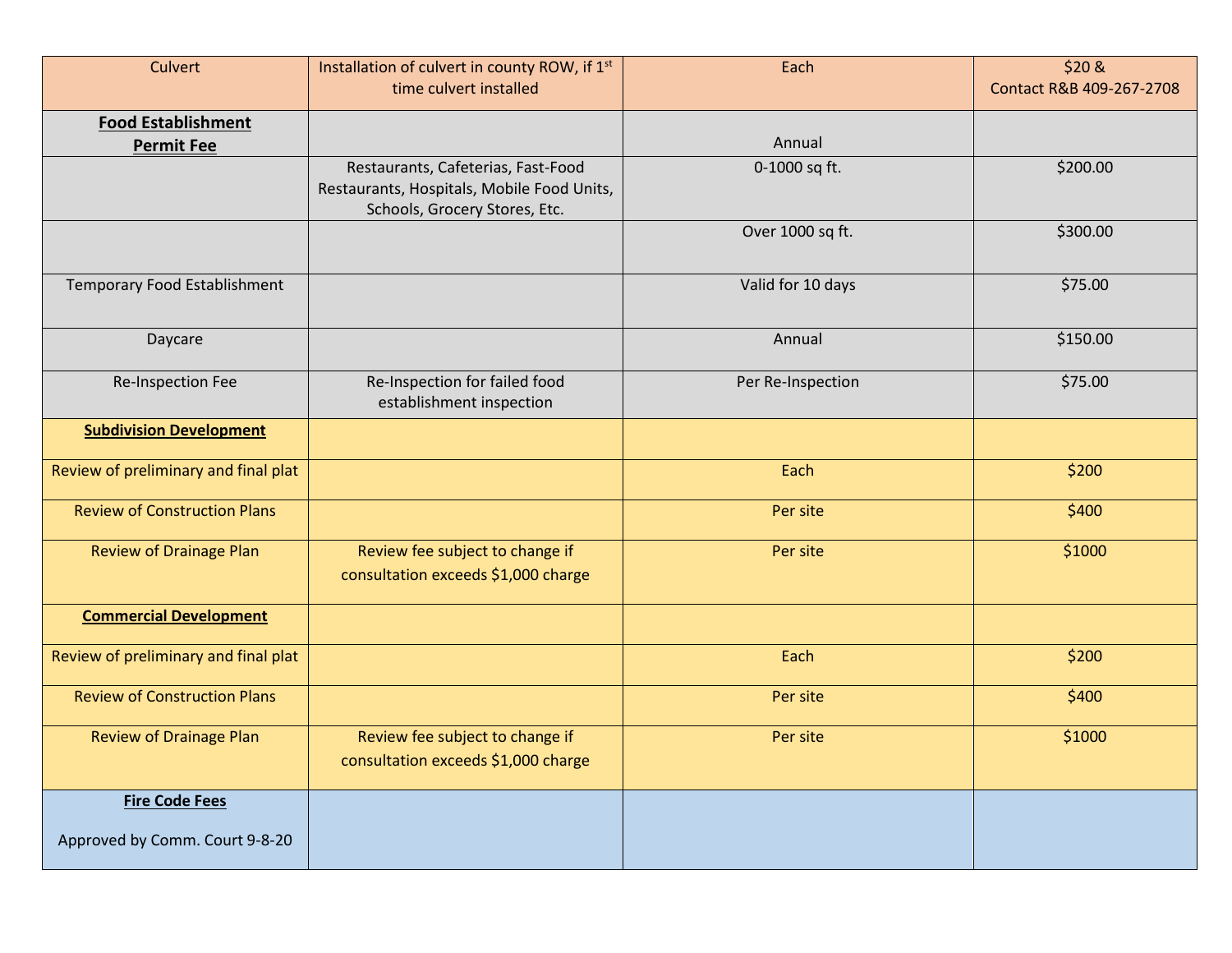| Culvert | Installation of culvert in county ROW, if 1st time culvert installed | Each | $20 & Contact R&B 409-267-2708 |
|---|---|---|---|
| **Food Establishment Permit Fee** | | Annual | |
| | Restaurants, Cafeterias, Fast-Food Restaurants, Hospitals, Mobile Food Units, Schools, Grocery Stores, Etc. | 0-1000 sq ft. | $200.00 |
| | | Over 1000 sq ft. | $300.00 |
| Temporary Food Establishment | | Valid for 10 days | $75.00 |
| Daycare | | Annual | $150.00 |
| Re-Inspection Fee | Re-Inspection for failed food establishment inspection | Per Re-Inspection | $75.00 |
| **Subdivision Development** | | | |
| Review of preliminary and final plat | | Each | $200 |
| Review of Construction Plans | | Per site | $400 |
| Review of Drainage Plan | Review fee subject to change if consultation exceeds $1,000 charge | Per site | $1000 |
| **Commercial Development** | | | |
| Review of preliminary and final plat | | Each | $200 |
| Review of Construction Plans | | Per site | $400 |
| Review of Drainage Plan | Review fee subject to change if consultation exceeds $1,000 charge | Per site | $1000 |
| **Fire Code Fees** Approved by Comm. Court 9-8-20 | | | |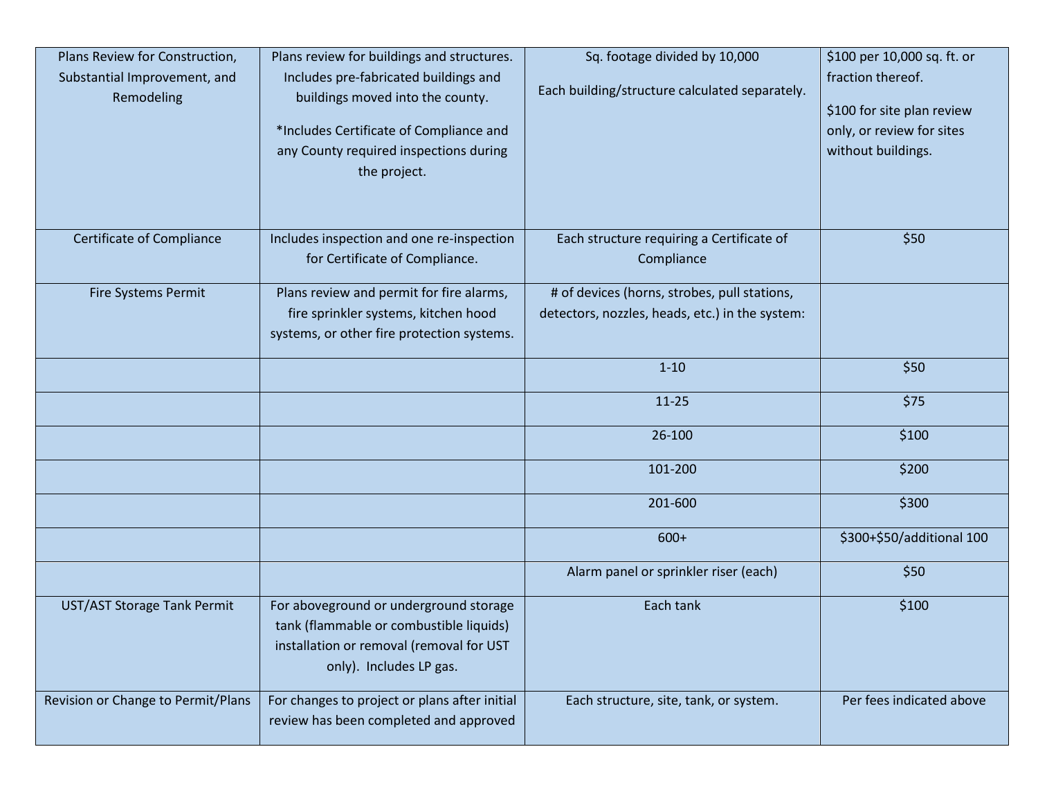| | | | |
|---|---|---|---|
| Plans Review for Construction, Substantial Improvement, and Remodeling | Plans review for buildings and structures. Includes pre-fabricated buildings and buildings moved into the county.<br><br>*Includes Certificate of Compliance and any County required inspections during the project. | Sq. footage divided by 10,000<br><br>Each building/structure calculated separately. | $100 per 10,000 sq. ft. or fraction thereof.<br><br>$100 for site plan review only, or review for sites without buildings. |
| Certificate of Compliance | Includes inspection and one re-inspection for Certificate of Compliance. | Each structure requiring a Certificate of Compliance | $50 |
| Fire Systems Permit | Plans review and permit for fire alarms, fire sprinkler systems, kitchen hood systems, or other fire protection systems. | # of devices (horns, strobes, pull stations, detectors, nozzles, heads, etc.) in the system: | |
| | | 1-10 | $50 |
| | | 11-25 | $75 |
| | | 26-100 | $100 |
| | | 101-200 | $200 |
| | | 201-600 | $300 |
| | | 600+ | $300+$50/additional 100 |
| | | Alarm panel or sprinkler riser (each) | $50 |
| UST/AST Storage Tank Permit | For aboveground or underground storage tank (flammable or combustible liquids) installation or removal (removal for UST only). Includes LP gas. | Each tank | $100 |
| Revision or Change to Permit/Plans | For changes to project or plans after initial review has been completed and approved | Each structure, site, tank, or system. | Per fees indicated above |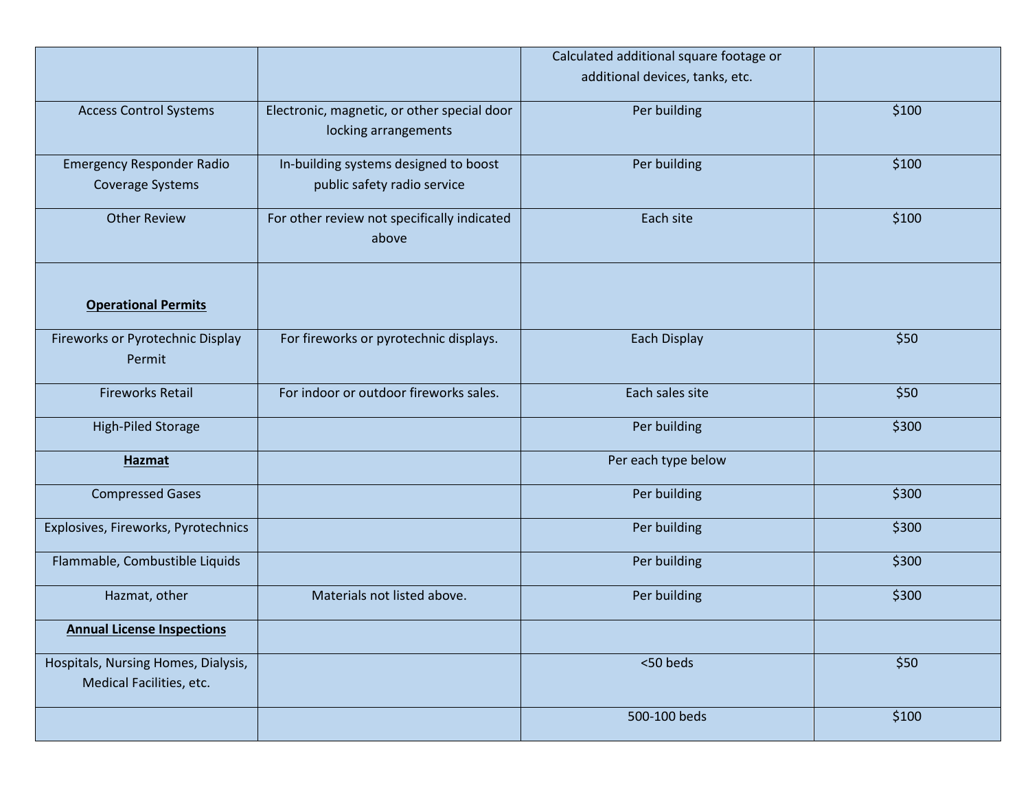| | | | |
|---|---|---|---|
| | | Calculated additional square footage or additional devices, tanks, etc. | |
| Access Control Systems | Electronic, magnetic, or other special door locking arrangements | Per building | $100 |
| Emergency Responder Radio Coverage Systems | In-building systems designed to boost public safety radio service | Per building | $100 |
| Other Review | For other review not specifically indicated above | Each site | $100 |
| **Operational Permits** | | | |
| Fireworks or Pyrotechnic Display Permit | For fireworks or pyrotechnic displays. | Each Display | $50 |
| Fireworks Retail | For indoor or outdoor fireworks sales. | Each sales site | $50 |
| High-Piled Storage | | Per building | $300 |
| **Hazmat** | | Per each type below | |
| Compressed Gases | | Per building | $300 |
| Explosives, Fireworks, Pyrotechnics | | Per building | $300 |
| Flammable, Combustible Liquids | | Per building | $300 |
| Hazmat, other | Materials not listed above. | Per building | $300 |
| **Annual License Inspections** | | | |
| Hospitals, Nursing Homes, Dialysis, Medical Facilities, etc. | | <50 beds | $50 |
| | | 500-100 beds | $100 |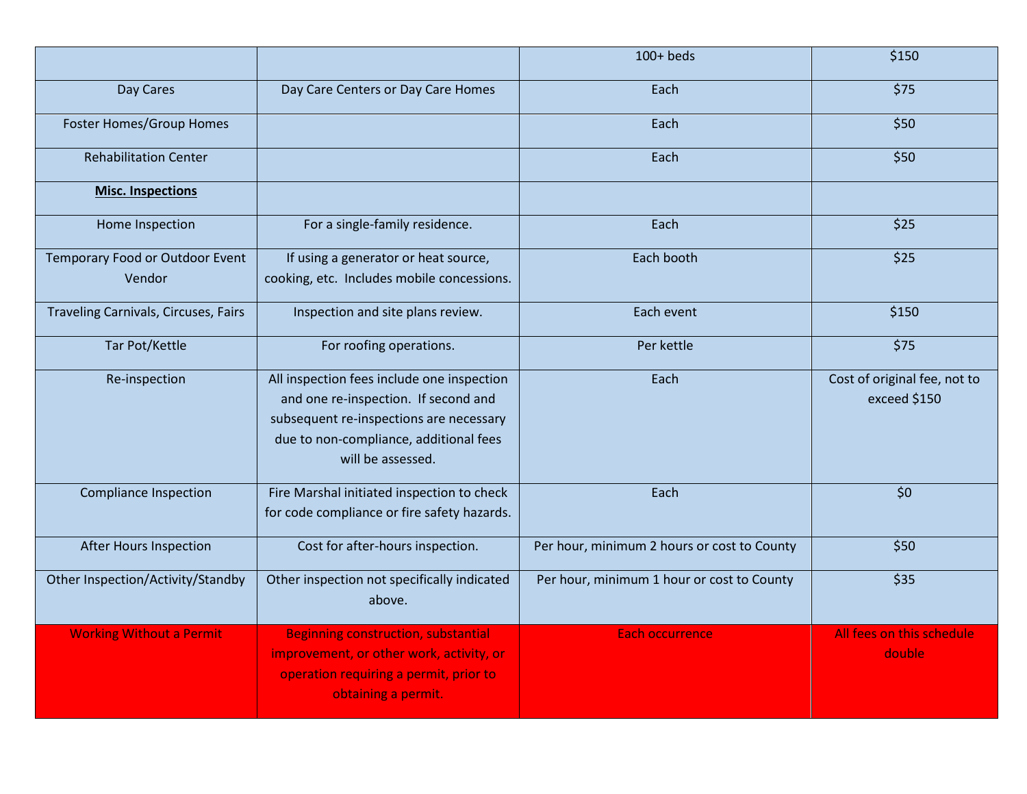| | | | |
|---|---|---|---|
| | | 100+ beds | $150 |
| Day Cares | Day Care Centers or Day Care Homes | Each | $75 |
| Foster Homes/Group Homes | | Each | $50 |
| Rehabilitation Center | | Each | $50 |
| **Misc. Inspections** | | | |
| Home Inspection | For a single-family residence. | Each | $25 |
| Temporary Food or Outdoor Event Vendor | If using a generator or heat source, cooking, etc. Includes mobile concessions. | Each booth | $25 |
| Traveling Carnivals, Circuses, Fairs | Inspection and site plans review. | Each event | $150 |
| Tar Pot/Kettle | For roofing operations. | Per kettle | $75 |
| Re-inspection | All inspection fees include one inspection and one re-inspection. If second and subsequent re-inspections are necessary due to non-compliance, additional fees will be assessed. | Each | Cost of original fee, not to exceed $150 |
| Compliance Inspection | Fire Marshal initiated inspection to check for code compliance or fire safety hazards. | Each | $0 |
| After Hours Inspection | Cost for after-hours inspection. | Per hour, minimum 2 hours or cost to County | $50 |
| Other Inspection/Activity/Standby | Other inspection not specifically indicated above. | Per hour, minimum 1 hour or cost to County | $35 |
| Working Without a Permit | Beginning construction, substantial improvement, or other work, activity, or operation requiring a permit, prior to obtaining a permit. | Each occurrence | All fees on this schedule double |